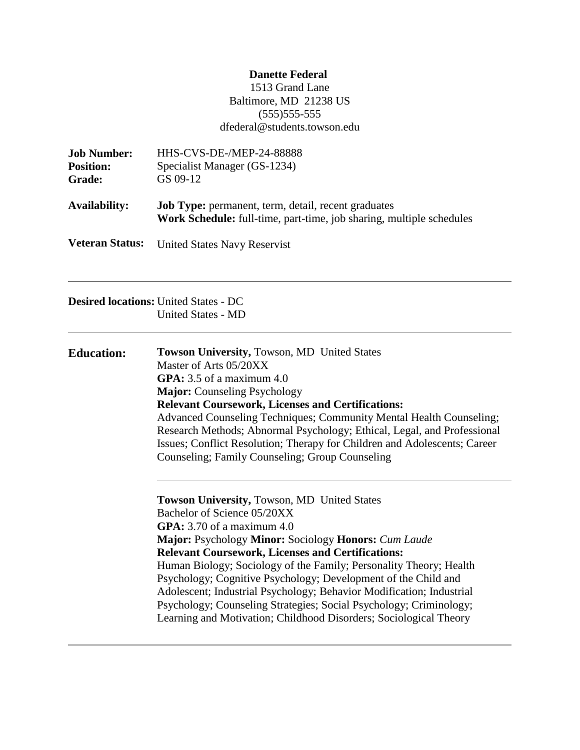**Danette Federal**
1513 Grand Lane
Baltimore, MD  21238 US
(555)555-555
dfederal@students.towson.edu

**Job Number:** HHS-CVS-DE-/MEP-24-88888
**Position:** Specialist Manager (GS-1234)
**Grade:** GS 09-12

**Availability:** **Job Type:** permanent, term, detail, recent graduates
**Work Schedule:** full-time, part-time, job sharing, multiple schedules

**Veteran Status:** United States Navy Reservist

---

**Desired locations:** United States - DC
United States - MD

---

**Education:**

**Towson University,** Towson, MD  United States
Master of Arts 05/20XX
**GPA:** 3.5 of a maximum 4.0
**Major:** Counseling Psychology
**Relevant Coursework, Licenses and Certifications:**
Advanced Counseling Techniques; Community Mental Health Counseling; Research Methods; Abnormal Psychology; Ethical, Legal, and Professional Issues; Conflict Resolution; Therapy for Children and Adolescents; Career Counseling; Family Counseling; Group Counseling

**Towson University,** Towson, MD  United States
Bachelor of Science 05/20XX
**GPA:** 3.70 of a maximum 4.0
**Major:** Psychology **Minor:** Sociology **Honors:** *Cum Laude*
**Relevant Coursework, Licenses and Certifications:**
Human Biology; Sociology of the Family; Personality Theory; Health Psychology; Cognitive Psychology; Development of the Child and Adolescent; Industrial Psychology; Behavior Modification; Industrial Psychology; Counseling Strategies; Social Psychology; Criminology; Learning and Motivation; Childhood Disorders; Sociological Theory

---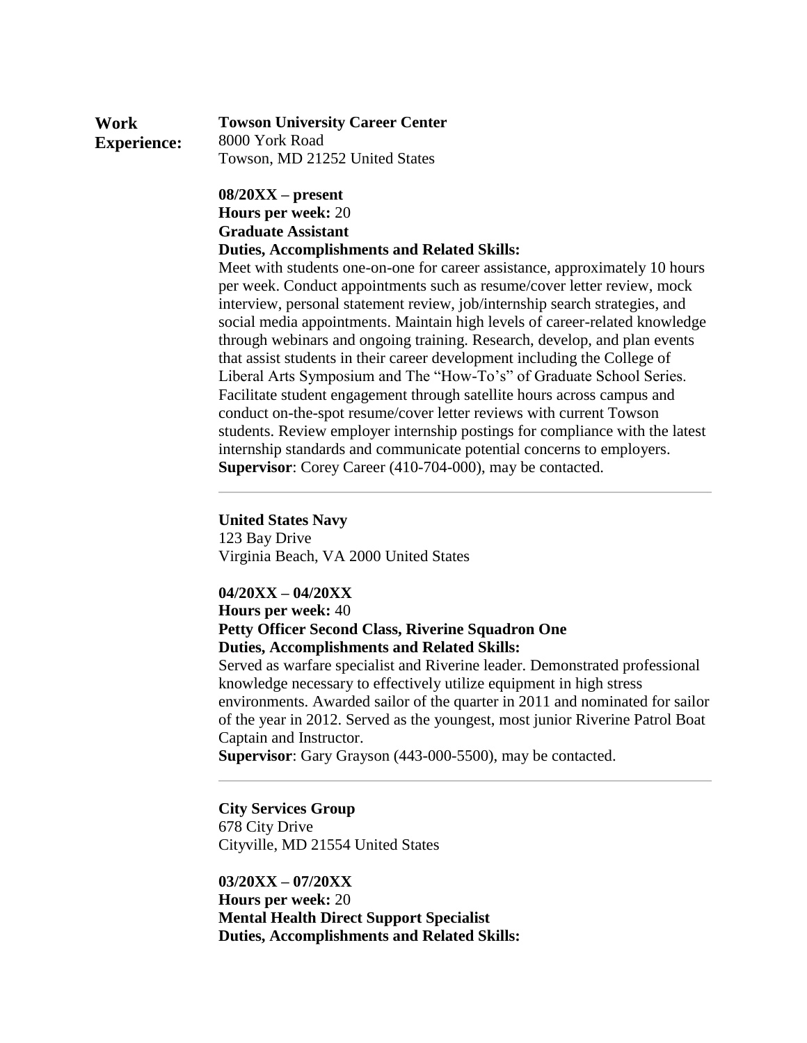**Work Experience:**

**Towson University Career Center**
8000 York Road
Towson, MD 21252 United States

**08/20XX – present**
**Hours per week:** 20
**Graduate Assistant**
**Duties, Accomplishments and Related Skills:**
Meet with students one-on-one for career assistance, approximately 10 hours per week. Conduct appointments such as resume/cover letter review, mock interview, personal statement review, job/internship search strategies, and social media appointments. Maintain high levels of career-related knowledge through webinars and ongoing training. Research, develop, and plan events that assist students in their career development including the College of Liberal Arts Symposium and The "How-To's" of Graduate School Series. Facilitate student engagement through satellite hours across campus and conduct on-the-spot resume/cover letter reviews with current Towson students. Review employer internship postings for compliance with the latest internship standards and communicate potential concerns to employers.
**Supervisor**: Corey Career (410-704-000), may be contacted.

---

**United States Navy**
123 Bay Drive
Virginia Beach, VA 2000 United States

**04/20XX – 04/20XX**
**Hours per week:** 40
**Petty Officer Second Class, Riverine Squadron One**
**Duties, Accomplishments and Related Skills:**
Served as warfare specialist and Riverine leader. Demonstrated professional knowledge necessary to effectively utilize equipment in high stress environments. Awarded sailor of the quarter in 2011 and nominated for sailor of the year in 2012. Served as the youngest, most junior Riverine Patrol Boat Captain and Instructor.
**Supervisor**: Gary Grayson (443-000-5500), may be contacted.

---

**City Services Group**
678 City Drive
Cityville, MD 21554 United States

**03/20XX – 07/20XX**
**Hours per week:** 20
**Mental Health Direct Support Specialist**
**Duties, Accomplishments and Related Skills:**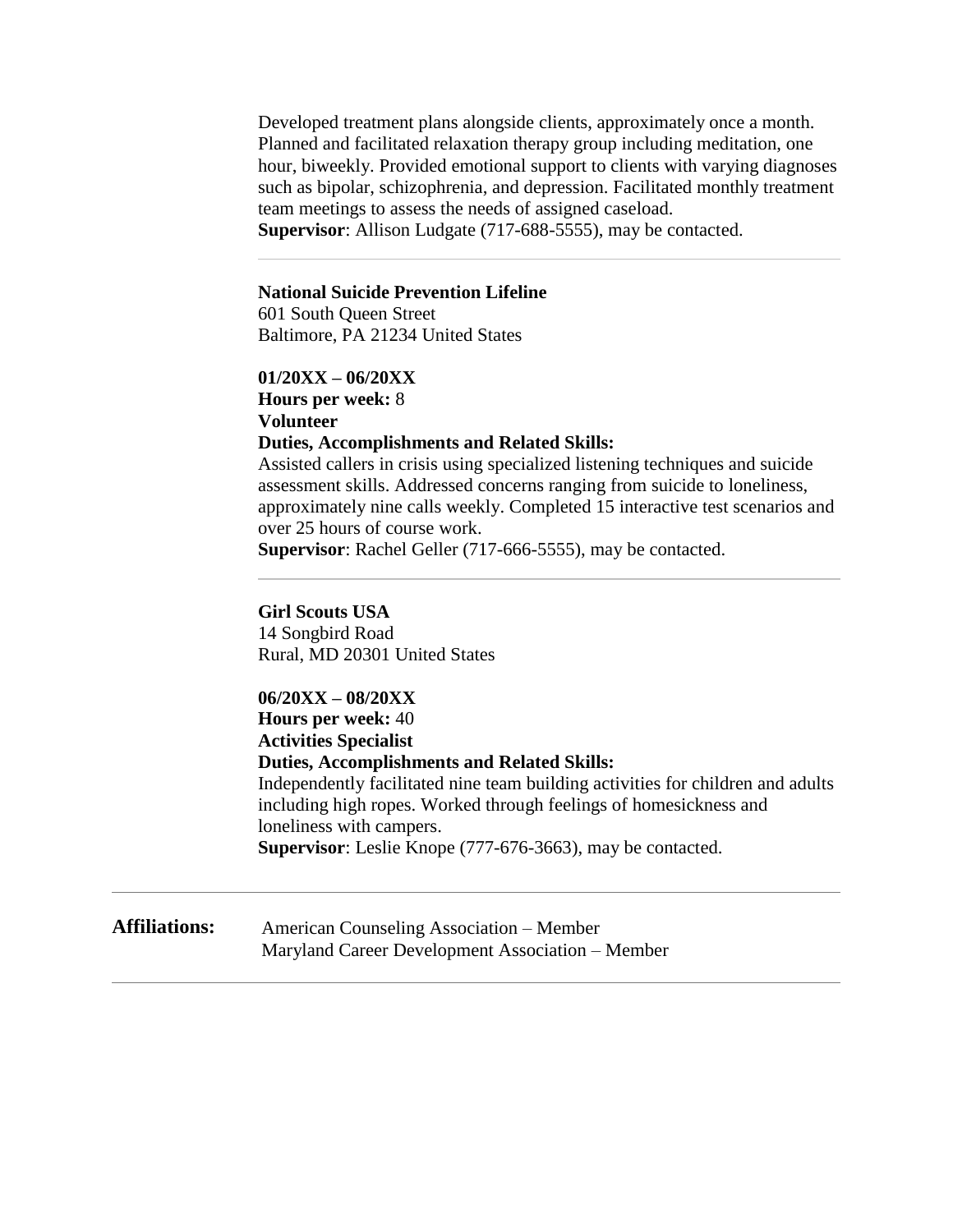Developed treatment plans alongside clients, approximately once a month. Planned and facilitated relaxation therapy group including meditation, one hour, biweekly. Provided emotional support to clients with varying diagnoses such as bipolar, schizophrenia, and depression. Facilitated monthly treatment team meetings to assess the needs of assigned caseload.
**Supervisor**: Allison Ludgate (717-688-5555), may be contacted.

---

**National Suicide Prevention Lifeline**
601 South Queen Street
Baltimore, PA 21234 United States

**01/20XX – 06/20XX**
**Hours per week:** 8
**Volunteer**
**Duties, Accomplishments and Related Skills:**
Assisted callers in crisis using specialized listening techniques and suicide assessment skills. Addressed concerns ranging from suicide to loneliness, approximately nine calls weekly. Completed 15 interactive test scenarios and over 25 hours of course work.
**Supervisor**: Rachel Geller (717-666-5555), may be contacted.

---

**Girl Scouts USA**
14 Songbird Road
Rural, MD 20301 United States

**06/20XX – 08/20XX**
**Hours per week:** 40
**Activities Specialist**
**Duties, Accomplishments and Related Skills:**
Independently facilitated nine team building activities for children and adults including high ropes. Worked through feelings of homesickness and loneliness with campers.
**Supervisor**: Leslie Knope (777-676-3663), may be contacted.

---

**Affiliations:**

American Counseling Association – Member
Maryland Career Development Association – Member

---